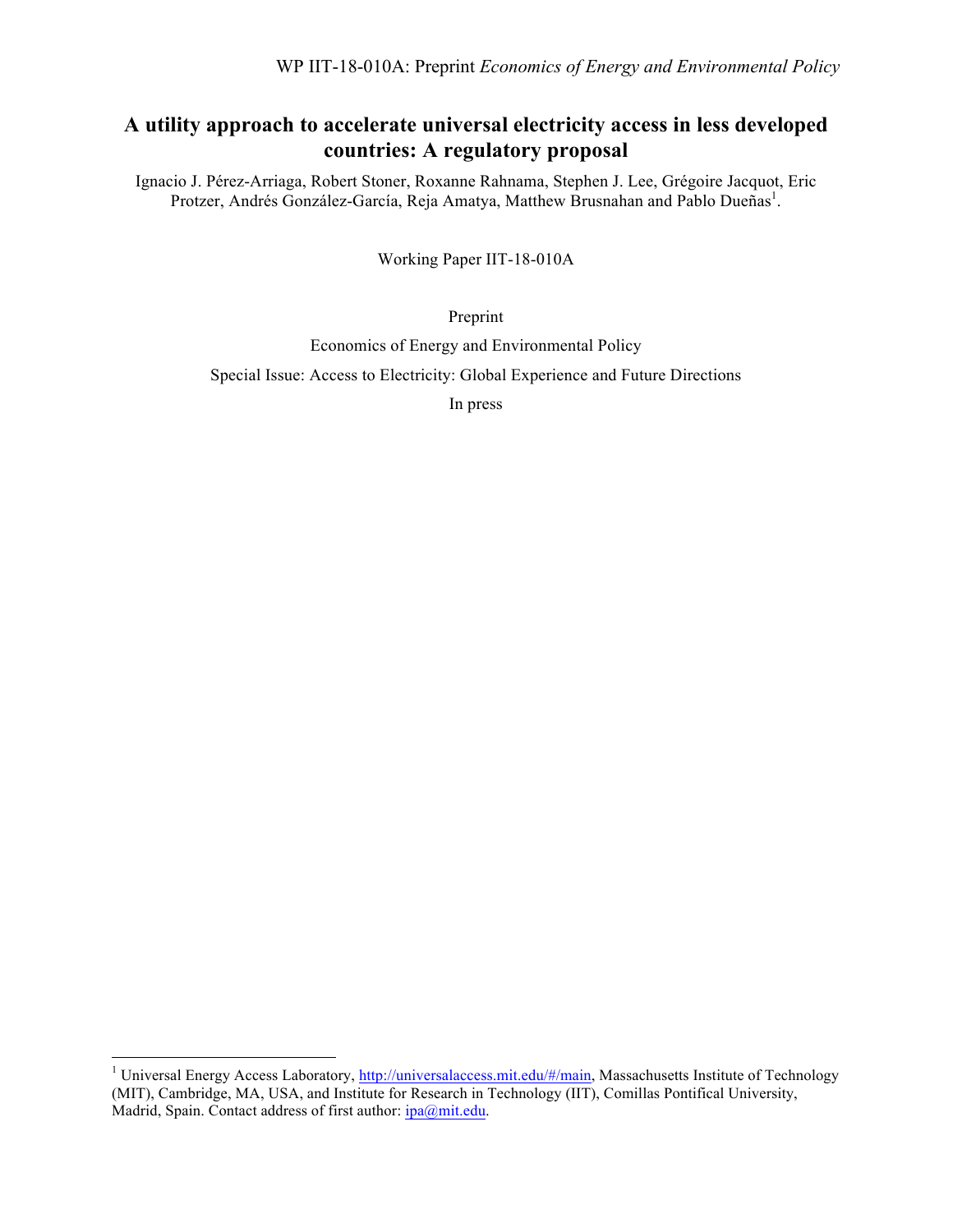# A utility approach to accelerate universal electricity access in less developed countries: A regulatory proposal

Ignacio J. Pérez-Arriaga, Robert Stoner, Roxanne Rahnama, Stephen J. Lee, Grégoire Jacquot, Eric Protzer, Andrés González-García, Reja Amatya, Matthew Brusnahan and Pablo Dueñas[1].

Working Paper IIT-18-010A

Preprint

Economics of Energy and Environmental Policy

Special Issue: Access to Electricity: Global Experience and Future Directions

In press

[1] Universal Energy Access Laboratory, http://universalaccess.mit.edu/#/main, Massachusetts Institute of Technology (MIT), Cambridge, MA, USA, and Institute for Research in Technology (IIT), Comillas Pontifical University, Madrid, Spain. Contact address of first author: ipa@mit.edu.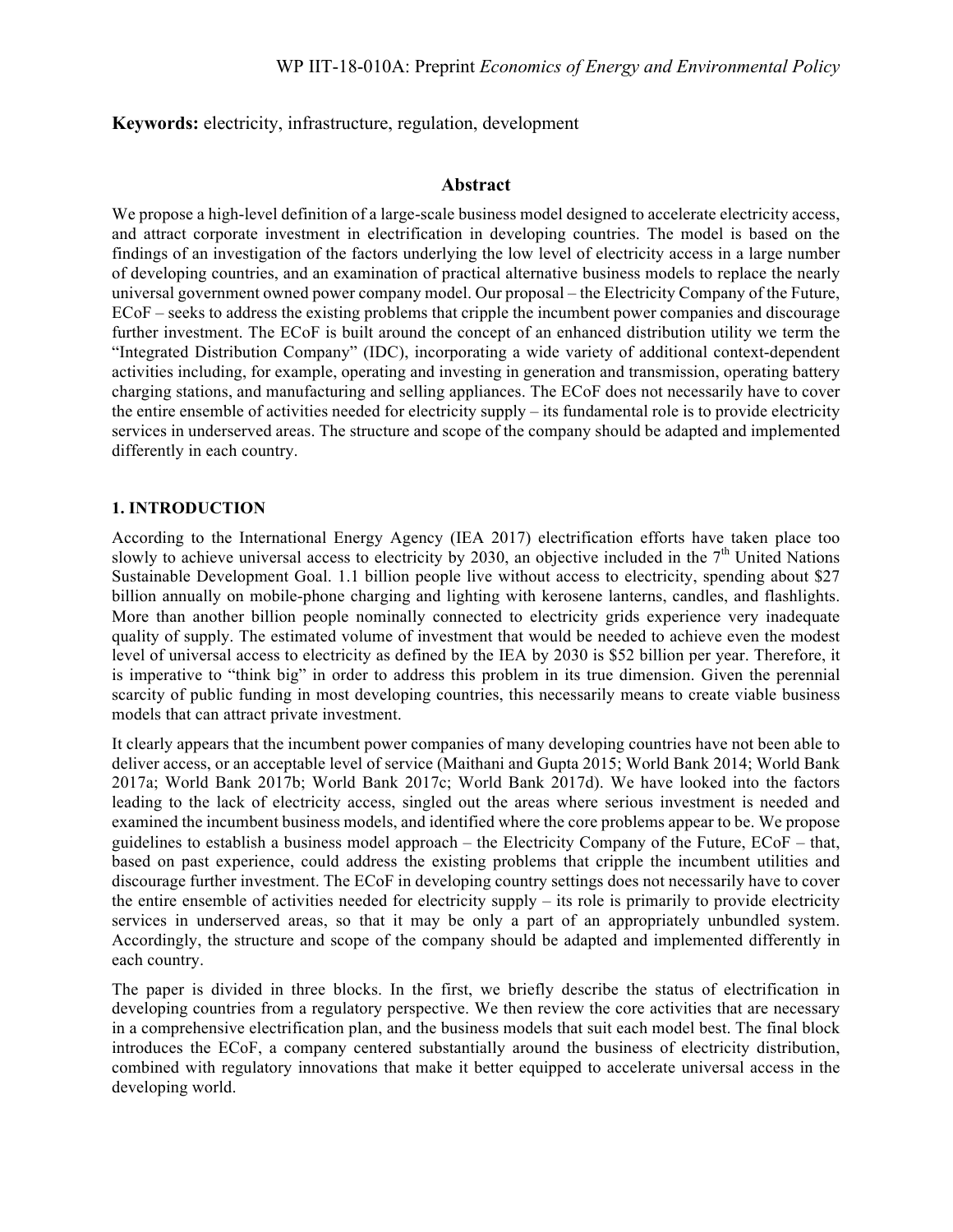**Keywords:** electricity, infrastructure, regulation, development

## Abstract

We propose a high-level definition of a large-scale business model designed to accelerate electricity access, and attract corporate investment in electrification in developing countries. The model is based on the findings of an investigation of the factors underlying the low level of electricity access in a large number of developing countries, and an examination of practical alternative business models to replace the nearly universal government owned power company model. Our proposal – the Electricity Company of the Future, ECoF – seeks to address the existing problems that cripple the incumbent power companies and discourage further investment. The ECoF is built around the concept of an enhanced distribution utility we term the "Integrated Distribution Company" (IDC), incorporating a wide variety of additional context-dependent activities including, for example, operating and investing in generation and transmission, operating battery charging stations, and manufacturing and selling appliances. The ECoF does not necessarily have to cover the entire ensemble of activities needed for electricity supply – its fundamental role is to provide electricity services in underserved areas. The structure and scope of the company should be adapted and implemented differently in each country.

## 1. INTRODUCTION

According to the International Energy Agency (IEA 2017) electrification efforts have taken place too slowly to achieve universal access to electricity by 2030, an objective included in the 7th United Nations Sustainable Development Goal. 1.1 billion people live without access to electricity, spending about $27 billion annually on mobile-phone charging and lighting with kerosene lanterns, candles, and flashlights. More than another billion people nominally connected to electricity grids experience very inadequate quality of supply. The estimated volume of investment that would be needed to achieve even the modest level of universal access to electricity as defined by the IEA by 2030 is $52 billion per year. Therefore, it is imperative to "think big" in order to address this problem in its true dimension. Given the perennial scarcity of public funding in most developing countries, this necessarily means to create viable business models that can attract private investment.

It clearly appears that the incumbent power companies of many developing countries have not been able to deliver access, or an acceptable level of service (Maithani and Gupta 2015; World Bank 2014; World Bank 2017a; World Bank 2017b; World Bank 2017c; World Bank 2017d). We have looked into the factors leading to the lack of electricity access, singled out the areas where serious investment is needed and examined the incumbent business models, and identified where the core problems appear to be. We propose guidelines to establish a business model approach – the Electricity Company of the Future, ECoF – that, based on past experience, could address the existing problems that cripple the incumbent utilities and discourage further investment. The ECoF in developing country settings does not necessarily have to cover the entire ensemble of activities needed for electricity supply – its role is primarily to provide electricity services in underserved areas, so that it may be only a part of an appropriately unbundled system. Accordingly, the structure and scope of the company should be adapted and implemented differently in each country.

The paper is divided in three blocks. In the first, we briefly describe the status of electrification in developing countries from a regulatory perspective. We then review the core activities that are necessary in a comprehensive electrification plan, and the business models that suit each model best. The final block introduces the ECoF, a company centered substantially around the business of electricity distribution, combined with regulatory innovations that make it better equipped to accelerate universal access in the developing world.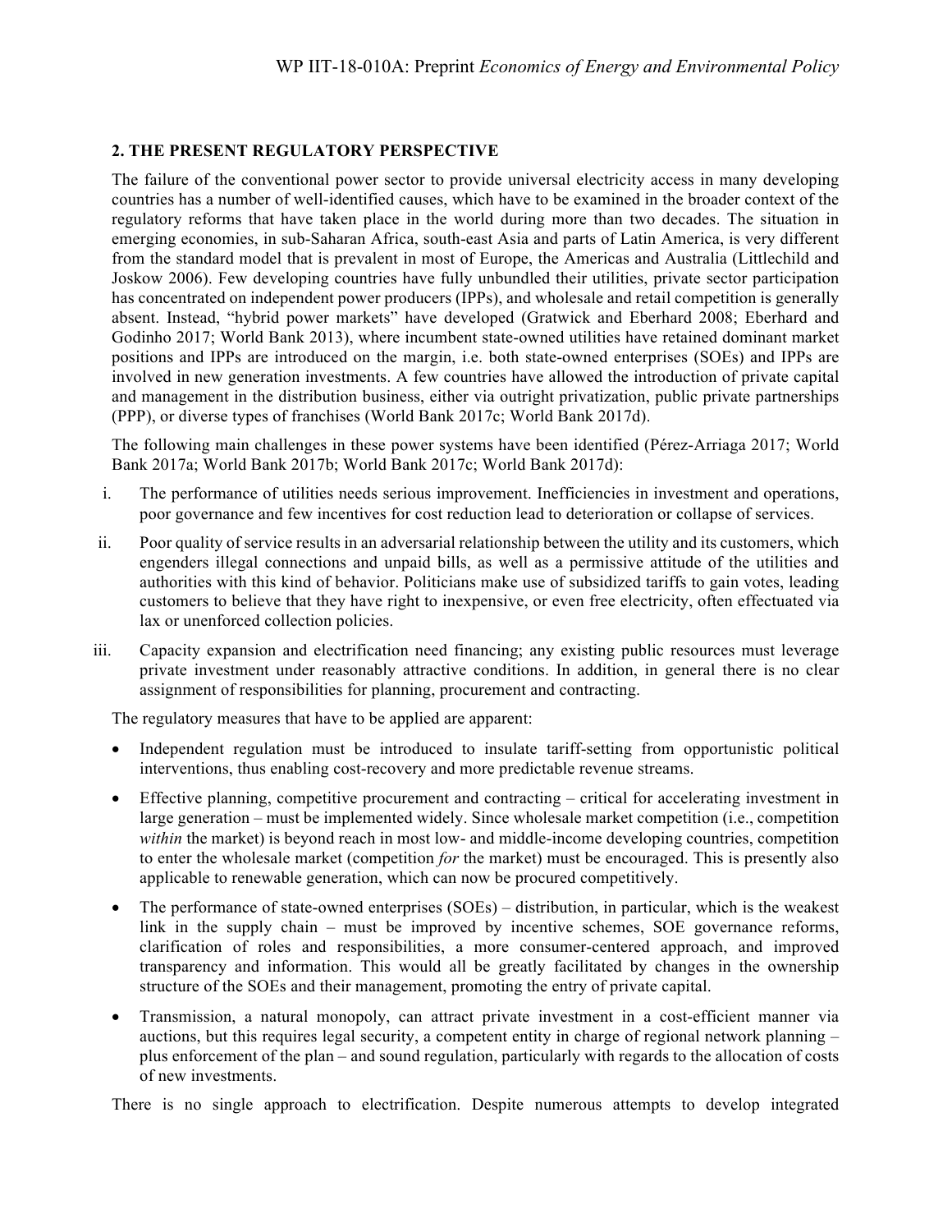## 2. THE PRESENT REGULATORY PERSPECTIVE

The failure of the conventional power sector to provide universal electricity access in many developing countries has a number of well-identified causes, which have to be examined in the broader context of the regulatory reforms that have taken place in the world during more than two decades. The situation in emerging economies, in sub-Saharan Africa, south-east Asia and parts of Latin America, is very different from the standard model that is prevalent in most of Europe, the Americas and Australia (Littlechild and Joskow 2006). Few developing countries have fully unbundled their utilities, private sector participation has concentrated on independent power producers (IPPs), and wholesale and retail competition is generally absent. Instead, "hybrid power markets" have developed (Gratwick and Eberhard 2008; Eberhard and Godinho 2017; World Bank 2013), where incumbent state-owned utilities have retained dominant market positions and IPPs are introduced on the margin, i.e. both state-owned enterprises (SOEs) and IPPs are involved in new generation investments. A few countries have allowed the introduction of private capital and management in the distribution business, either via outright privatization, public private partnerships (PPP), or diverse types of franchises (World Bank 2017c; World Bank 2017d).

The following main challenges in these power systems have been identified (Pérez-Arriaga 2017; World Bank 2017a; World Bank 2017b; World Bank 2017c; World Bank 2017d):

i. The performance of utilities needs serious improvement. Inefficiencies in investment and operations, poor governance and few incentives for cost reduction lead to deterioration or collapse of services.

ii. Poor quality of service results in an adversarial relationship between the utility and its customers, which engenders illegal connections and unpaid bills, as well as a permissive attitude of the utilities and authorities with this kind of behavior. Politicians make use of subsidized tariffs to gain votes, leading customers to believe that they have right to inexpensive, or even free electricity, often effectuated via lax or unenforced collection policies.

iii. Capacity expansion and electrification need financing; any existing public resources must leverage private investment under reasonably attractive conditions. In addition, in general there is no clear assignment of responsibilities for planning, procurement and contracting.

The regulatory measures that have to be applied are apparent:

- Independent regulation must be introduced to insulate tariff-setting from opportunistic political interventions, thus enabling cost-recovery and more predictable revenue streams.
- Effective planning, competitive procurement and contracting – critical for accelerating investment in large generation – must be implemented widely. Since wholesale market competition (i.e., competition *within* the market) is beyond reach in most low- and middle-income developing countries, competition to enter the wholesale market (competition *for* the market) must be encouraged. This is presently also applicable to renewable generation, which can now be procured competitively.
- The performance of state-owned enterprises (SOEs) – distribution, in particular, which is the weakest link in the supply chain – must be improved by incentive schemes, SOE governance reforms, clarification of roles and responsibilities, a more consumer-centered approach, and improved transparency and information. This would all be greatly facilitated by changes in the ownership structure of the SOEs and their management, promoting the entry of private capital.
- Transmission, a natural monopoly, can attract private investment in a cost-efficient manner via auctions, but this requires legal security, a competent entity in charge of regional network planning – plus enforcement of the plan – and sound regulation, particularly with regards to the allocation of costs of new investments.

There is no single approach to electrification. Despite numerous attempts to develop integrated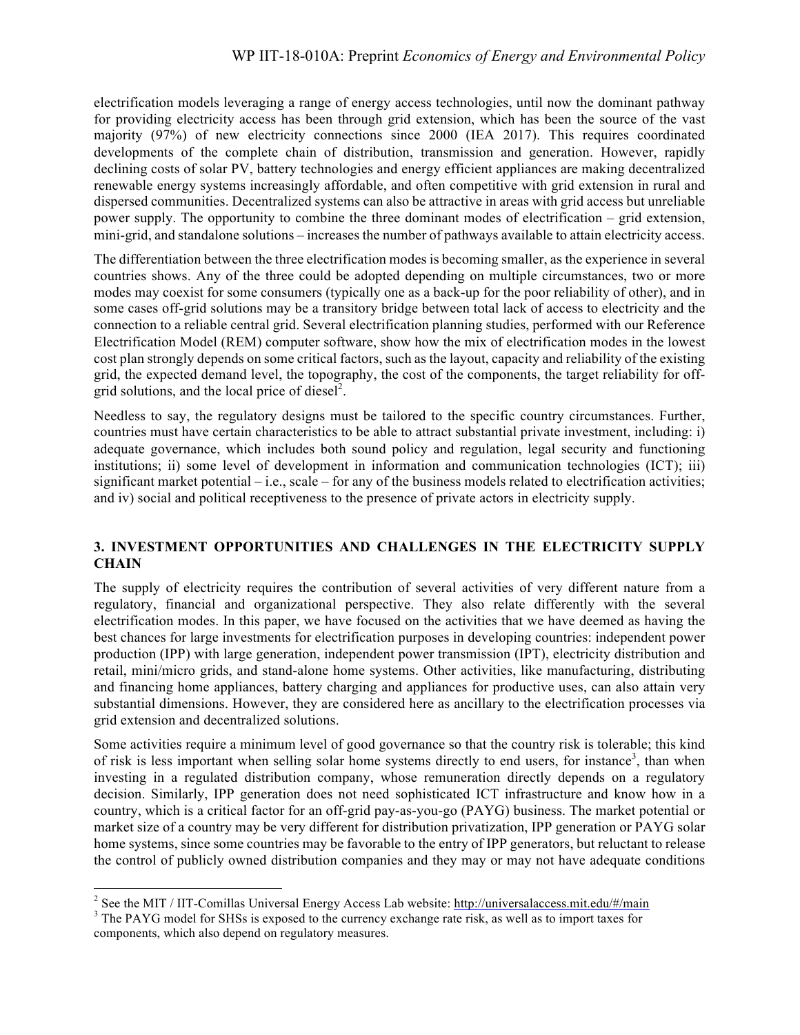electrification models leveraging a range of energy access technologies, until now the dominant pathway for providing electricity access has been through grid extension, which has been the source of the vast majority (97%) of new electricity connections since 2000 (IEA 2017). This requires coordinated developments of the complete chain of distribution, transmission and generation. However, rapidly declining costs of solar PV, battery technologies and energy efficient appliances are making decentralized renewable energy systems increasingly affordable, and often competitive with grid extension in rural and dispersed communities. Decentralized systems can also be attractive in areas with grid access but unreliable power supply. The opportunity to combine the three dominant modes of electrification – grid extension, mini-grid, and standalone solutions – increases the number of pathways available to attain electricity access.

The differentiation between the three electrification modes is becoming smaller, as the experience in several countries shows. Any of the three could be adopted depending on multiple circumstances, two or more modes may coexist for some consumers (typically one as a back-up for the poor reliability of other), and in some cases off-grid solutions may be a transitory bridge between total lack of access to electricity and the connection to a reliable central grid. Several electrification planning studies, performed with our Reference Electrification Model (REM) computer software, show how the mix of electrification modes in the lowest cost plan strongly depends on some critical factors, such as the layout, capacity and reliability of the existing grid, the expected demand level, the topography, the cost of the components, the target reliability for off-grid solutions, and the local price of diesel[2].

Needless to say, the regulatory designs must be tailored to the specific country circumstances. Further, countries must have certain characteristics to be able to attract substantial private investment, including: i) adequate governance, which includes both sound policy and regulation, legal security and functioning institutions; ii) some level of development in information and communication technologies (ICT); iii) significant market potential – i.e., scale – for any of the business models related to electrification activities; and iv) social and political receptiveness to the presence of private actors in electricity supply.

## 3. INVESTMENT OPPORTUNITIES AND CHALLENGES IN THE ELECTRICITY SUPPLY CHAIN

The supply of electricity requires the contribution of several activities of very different nature from a regulatory, financial and organizational perspective. They also relate differently with the several electrification modes. In this paper, we have focused on the activities that we have deemed as having the best chances for large investments for electrification purposes in developing countries: independent power production (IPP) with large generation, independent power transmission (IPT), electricity distribution and retail, mini/micro grids, and stand-alone home systems. Other activities, like manufacturing, distributing and financing home appliances, battery charging and appliances for productive uses, can also attain very substantial dimensions. However, they are considered here as ancillary to the electrification processes via grid extension and decentralized solutions.

Some activities require a minimum level of good governance so that the country risk is tolerable; this kind of risk is less important when selling solar home systems directly to end users, for instance[3], than when investing in a regulated distribution company, whose remuneration directly depends on a regulatory decision. Similarly, IPP generation does not need sophisticated ICT infrastructure and know how in a country, which is a critical factor for an off-grid pay-as-you-go (PAYG) business. The market potential or market size of a country may be very different for distribution privatization, IPP generation or PAYG solar home systems, since some countries may be favorable to the entry of IPP generators, but reluctant to release the control of publicly owned distribution companies and they may or may not have adequate conditions

[2] See the MIT / IIT-Comillas Universal Energy Access Lab website: http://universalaccess.mit.edu/#/main

[3] The PAYG model for SHSs is exposed to the currency exchange rate risk, as well as to import taxes for components, which also depend on regulatory measures.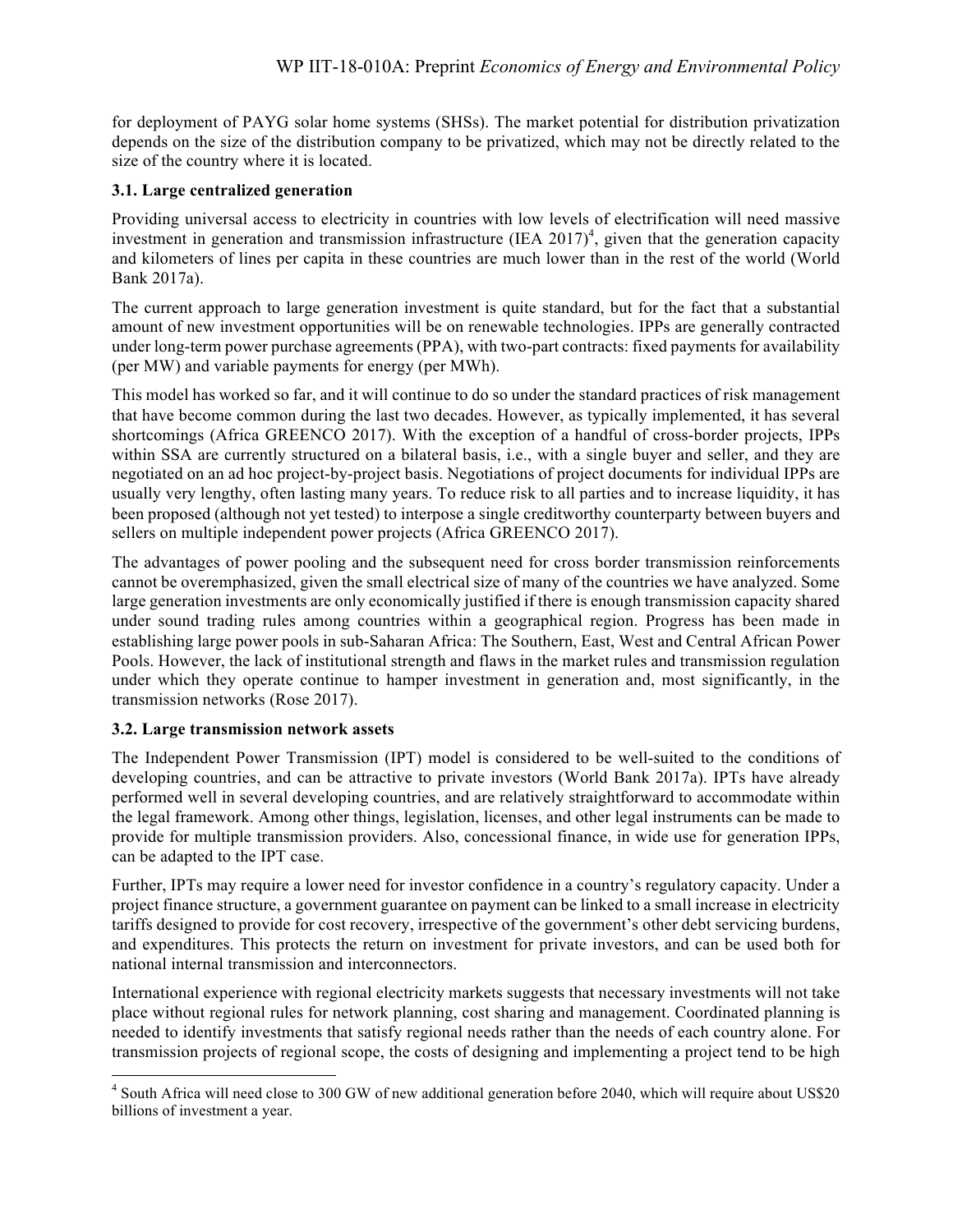for deployment of PAYG solar home systems (SHSs). The market potential for distribution privatization depends on the size of the distribution company to be privatized, which may not be directly related to the size of the country where it is located.

### 3.1. Large centralized generation

Providing universal access to electricity in countries with low levels of electrification will need massive investment in generation and transmission infrastructure (IEA 2017)[4], given that the generation capacity and kilometers of lines per capita in these countries are much lower than in the rest of the world (World Bank 2017a).

The current approach to large generation investment is quite standard, but for the fact that a substantial amount of new investment opportunities will be on renewable technologies. IPPs are generally contracted under long-term power purchase agreements (PPA), with two-part contracts: fixed payments for availability (per MW) and variable payments for energy (per MWh).

This model has worked so far, and it will continue to do so under the standard practices of risk management that have become common during the last two decades. However, as typically implemented, it has several shortcomings (Africa GREENCO 2017). With the exception of a handful of cross-border projects, IPPs within SSA are currently structured on a bilateral basis, i.e., with a single buyer and seller, and they are negotiated on an ad hoc project-by-project basis. Negotiations of project documents for individual IPPs are usually very lengthy, often lasting many years. To reduce risk to all parties and to increase liquidity, it has been proposed (although not yet tested) to interpose a single creditworthy counterparty between buyers and sellers on multiple independent power projects (Africa GREENCO 2017).

The advantages of power pooling and the subsequent need for cross border transmission reinforcements cannot be overemphasized, given the small electrical size of many of the countries we have analyzed. Some large generation investments are only economically justified if there is enough transmission capacity shared under sound trading rules among countries within a geographical region. Progress has been made in establishing large power pools in sub-Saharan Africa: The Southern, East, West and Central African Power Pools. However, the lack of institutional strength and flaws in the market rules and transmission regulation under which they operate continue to hamper investment in generation and, most significantly, in the transmission networks (Rose 2017).

### 3.2. Large transmission network assets

The Independent Power Transmission (IPT) model is considered to be well-suited to the conditions of developing countries, and can be attractive to private investors (World Bank 2017a). IPTs have already performed well in several developing countries, and are relatively straightforward to accommodate within the legal framework. Among other things, legislation, licenses, and other legal instruments can be made to provide for multiple transmission providers. Also, concessional finance, in wide use for generation IPPs, can be adapted to the IPT case.

Further, IPTs may require a lower need for investor confidence in a country's regulatory capacity. Under a project finance structure, a government guarantee on payment can be linked to a small increase in electricity tariffs designed to provide for cost recovery, irrespective of the government's other debt servicing burdens, and expenditures. This protects the return on investment for private investors, and can be used both for national internal transmission and interconnectors.

International experience with regional electricity markets suggests that necessary investments will not take place without regional rules for network planning, cost sharing and management. Coordinated planning is needed to identify investments that satisfy regional needs rather than the needs of each country alone. For transmission projects of regional scope, the costs of designing and implementing a project tend to be high

---

[4] South Africa will need close to 300 GW of new additional generation before 2040, which will require about US$20 billions of investment a year.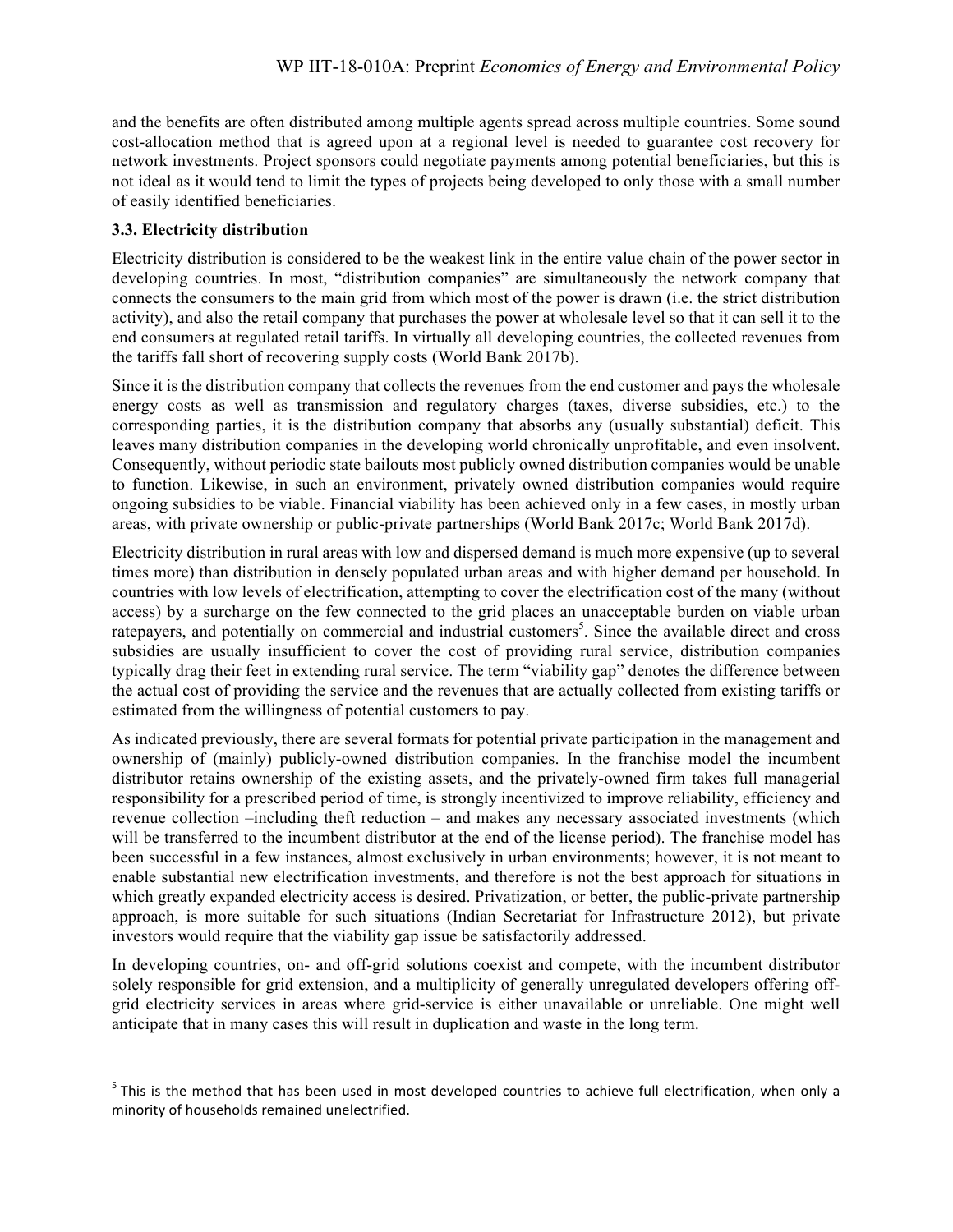and the benefits are often distributed among multiple agents spread across multiple countries. Some sound cost-allocation method that is agreed upon at a regional level is needed to guarantee cost recovery for network investments. Project sponsors could negotiate payments among potential beneficiaries, but this is not ideal as it would tend to limit the types of projects being developed to only those with a small number of easily identified beneficiaries.

### 3.3. Electricity distribution

Electricity distribution is considered to be the weakest link in the entire value chain of the power sector in developing countries. In most, "distribution companies" are simultaneously the network company that connects the consumers to the main grid from which most of the power is drawn (i.e. the strict distribution activity), and also the retail company that purchases the power at wholesale level so that it can sell it to the end consumers at regulated retail tariffs. In virtually all developing countries, the collected revenues from the tariffs fall short of recovering supply costs (World Bank 2017b).

Since it is the distribution company that collects the revenues from the end customer and pays the wholesale energy costs as well as transmission and regulatory charges (taxes, diverse subsidies, etc.) to the corresponding parties, it is the distribution company that absorbs any (usually substantial) deficit. This leaves many distribution companies in the developing world chronically unprofitable, and even insolvent. Consequently, without periodic state bailouts most publicly owned distribution companies would be unable to function. Likewise, in such an environment, privately owned distribution companies would require ongoing subsidies to be viable. Financial viability has been achieved only in a few cases, in mostly urban areas, with private ownership or public-private partnerships (World Bank 2017c; World Bank 2017d).

Electricity distribution in rural areas with low and dispersed demand is much more expensive (up to several times more) than distribution in densely populated urban areas and with higher demand per household. In countries with low levels of electrification, attempting to cover the electrification cost of the many (without access) by a surcharge on the few connected to the grid places an unacceptable burden on viable urban ratepayers, and potentially on commercial and industrial customers[5]. Since the available direct and cross subsidies are usually insufficient to cover the cost of providing rural service, distribution companies typically drag their feet in extending rural service. The term "viability gap" denotes the difference between the actual cost of providing the service and the revenues that are actually collected from existing tariffs or estimated from the willingness of potential customers to pay.

As indicated previously, there are several formats for potential private participation in the management and ownership of (mainly) publicly-owned distribution companies. In the franchise model the incumbent distributor retains ownership of the existing assets, and the privately-owned firm takes full managerial responsibility for a prescribed period of time, is strongly incentivized to improve reliability, efficiency and revenue collection –including theft reduction – and makes any necessary associated investments (which will be transferred to the incumbent distributor at the end of the license period). The franchise model has been successful in a few instances, almost exclusively in urban environments; however, it is not meant to enable substantial new electrification investments, and therefore is not the best approach for situations in which greatly expanded electricity access is desired. Privatization, or better, the public-private partnership approach, is more suitable for such situations (Indian Secretariat for Infrastructure 2012), but private investors would require that the viability gap issue be satisfactorily addressed.

In developing countries, on- and off-grid solutions coexist and compete, with the incumbent distributor solely responsible for grid extension, and a multiplicity of generally unregulated developers offering off-grid electricity services in areas where grid-service is either unavailable or unreliable. One might well anticipate that in many cases this will result in duplication and waste in the long term.

---

[5] This is the method that has been used in most developed countries to achieve full electrification, when only a minority of households remained unelectrified.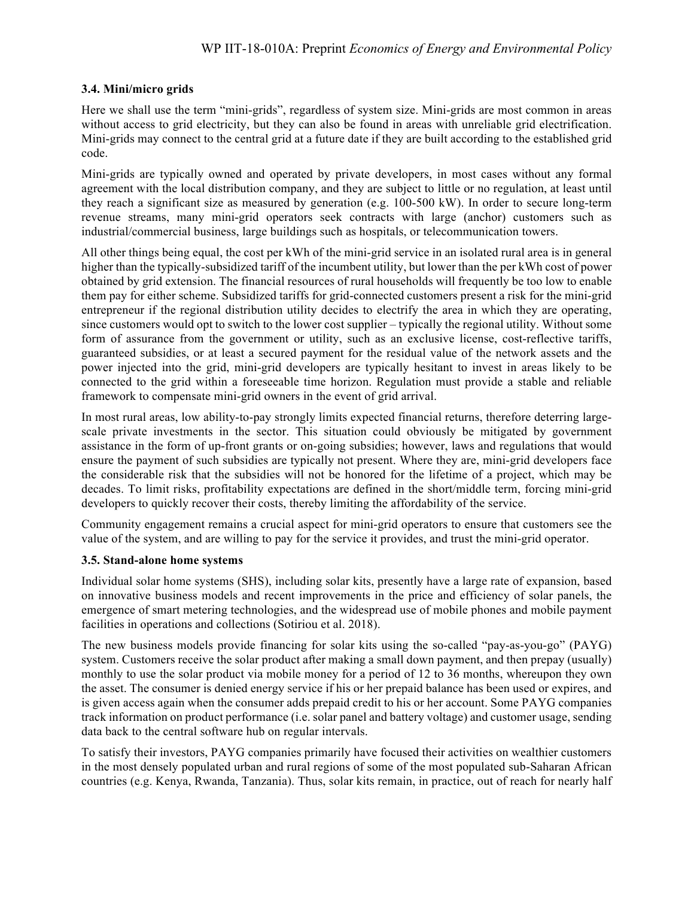### 3.4. Mini/micro grids

Here we shall use the term "mini-grids", regardless of system size. Mini-grids are most common in areas without access to grid electricity, but they can also be found in areas with unreliable grid electrification. Mini-grids may connect to the central grid at a future date if they are built according to the established grid code.

Mini-grids are typically owned and operated by private developers, in most cases without any formal agreement with the local distribution company, and they are subject to little or no regulation, at least until they reach a significant size as measured by generation (e.g. 100-500 kW). In order to secure long-term revenue streams, many mini-grid operators seek contracts with large (anchor) customers such as industrial/commercial business, large buildings such as hospitals, or telecommunication towers.

All other things being equal, the cost per kWh of the mini-grid service in an isolated rural area is in general higher than the typically-subsidized tariff of the incumbent utility, but lower than the per kWh cost of power obtained by grid extension. The financial resources of rural households will frequently be too low to enable them pay for either scheme. Subsidized tariffs for grid-connected customers present a risk for the mini-grid entrepreneur if the regional distribution utility decides to electrify the area in which they are operating, since customers would opt to switch to the lower cost supplier – typically the regional utility. Without some form of assurance from the government or utility, such as an exclusive license, cost-reflective tariffs, guaranteed subsidies, or at least a secured payment for the residual value of the network assets and the power injected into the grid, mini-grid developers are typically hesitant to invest in areas likely to be connected to the grid within a foreseeable time horizon. Regulation must provide a stable and reliable framework to compensate mini-grid owners in the event of grid arrival.

In most rural areas, low ability-to-pay strongly limits expected financial returns, therefore deterring large-scale private investments in the sector. This situation could obviously be mitigated by government assistance in the form of up-front grants or on-going subsidies; however, laws and regulations that would ensure the payment of such subsidies are typically not present. Where they are, mini-grid developers face the considerable risk that the subsidies will not be honored for the lifetime of a project, which may be decades. To limit risks, profitability expectations are defined in the short/middle term, forcing mini-grid developers to quickly recover their costs, thereby limiting the affordability of the service.

Community engagement remains a crucial aspect for mini-grid operators to ensure that customers see the value of the system, and are willing to pay for the service it provides, and trust the mini-grid operator.

### 3.5. Stand-alone home systems

Individual solar home systems (SHS), including solar kits, presently have a large rate of expansion, based on innovative business models and recent improvements in the price and efficiency of solar panels, the emergence of smart metering technologies, and the widespread use of mobile phones and mobile payment facilities in operations and collections (Sotiriou et al. 2018).

The new business models provide financing for solar kits using the so-called "pay-as-you-go" (PAYG) system. Customers receive the solar product after making a small down payment, and then prepay (usually) monthly to use the solar product via mobile money for a period of 12 to 36 months, whereupon they own the asset. The consumer is denied energy service if his or her prepaid balance has been used or expires, and is given access again when the consumer adds prepaid credit to his or her account. Some PAYG companies track information on product performance (i.e. solar panel and battery voltage) and customer usage, sending data back to the central software hub on regular intervals.

To satisfy their investors, PAYG companies primarily have focused their activities on wealthier customers in the most densely populated urban and rural regions of some of the most populated sub-Saharan African countries (e.g. Kenya, Rwanda, Tanzania). Thus, solar kits remain, in practice, out of reach for nearly half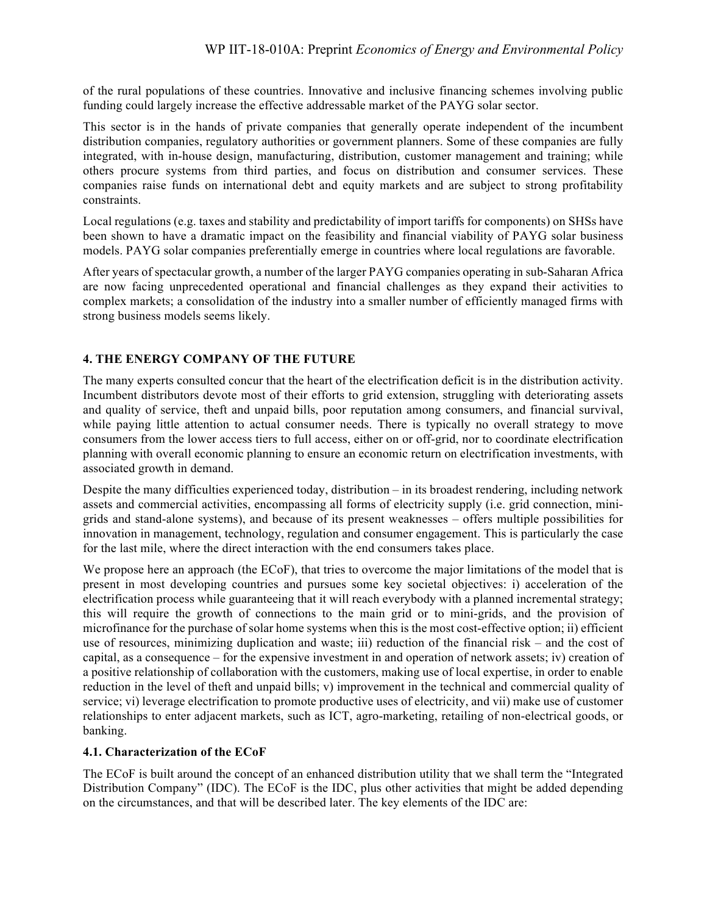of the rural populations of these countries. Innovative and inclusive financing schemes involving public funding could largely increase the effective addressable market of the PAYG solar sector.

This sector is in the hands of private companies that generally operate independent of the incumbent distribution companies, regulatory authorities or government planners. Some of these companies are fully integrated, with in-house design, manufacturing, distribution, customer management and training; while others procure systems from third parties, and focus on distribution and consumer services. These companies raise funds on international debt and equity markets and are subject to strong profitability constraints.

Local regulations (e.g. taxes and stability and predictability of import tariffs for components) on SHSs have been shown to have a dramatic impact on the feasibility and financial viability of PAYG solar business models. PAYG solar companies preferentially emerge in countries where local regulations are favorable.

After years of spectacular growth, a number of the larger PAYG companies operating in sub-Saharan Africa are now facing unprecedented operational and financial challenges as they expand their activities to complex markets; a consolidation of the industry into a smaller number of efficiently managed firms with strong business models seems likely.

## 4. THE ENERGY COMPANY OF THE FUTURE

The many experts consulted concur that the heart of the electrification deficit is in the distribution activity. Incumbent distributors devote most of their efforts to grid extension, struggling with deteriorating assets and quality of service, theft and unpaid bills, poor reputation among consumers, and financial survival, while paying little attention to actual consumer needs. There is typically no overall strategy to move consumers from the lower access tiers to full access, either on or off-grid, nor to coordinate electrification planning with overall economic planning to ensure an economic return on electrification investments, with associated growth in demand.

Despite the many difficulties experienced today, distribution – in its broadest rendering, including network assets and commercial activities, encompassing all forms of electricity supply (i.e. grid connection, mini-grids and stand-alone systems), and because of its present weaknesses – offers multiple possibilities for innovation in management, technology, regulation and consumer engagement. This is particularly the case for the last mile, where the direct interaction with the end consumers takes place.

We propose here an approach (the ECoF), that tries to overcome the major limitations of the model that is present in most developing countries and pursues some key societal objectives: i) acceleration of the electrification process while guaranteeing that it will reach everybody with a planned incremental strategy; this will require the growth of connections to the main grid or to mini-grids, and the provision of microfinance for the purchase of solar home systems when this is the most cost-effective option; ii) efficient use of resources, minimizing duplication and waste; iii) reduction of the financial risk – and the cost of capital, as a consequence – for the expensive investment in and operation of network assets; iv) creation of a positive relationship of collaboration with the customers, making use of local expertise, in order to enable reduction in the level of theft and unpaid bills; v) improvement in the technical and commercial quality of service; vi) leverage electrification to promote productive uses of electricity, and vii) make use of customer relationships to enter adjacent markets, such as ICT, agro-marketing, retailing of non-electrical goods, or banking.

### 4.1. Characterization of the ECoF

The ECoF is built around the concept of an enhanced distribution utility that we shall term the "Integrated Distribution Company" (IDC). The ECoF is the IDC, plus other activities that might be added depending on the circumstances, and that will be described later. The key elements of the IDC are: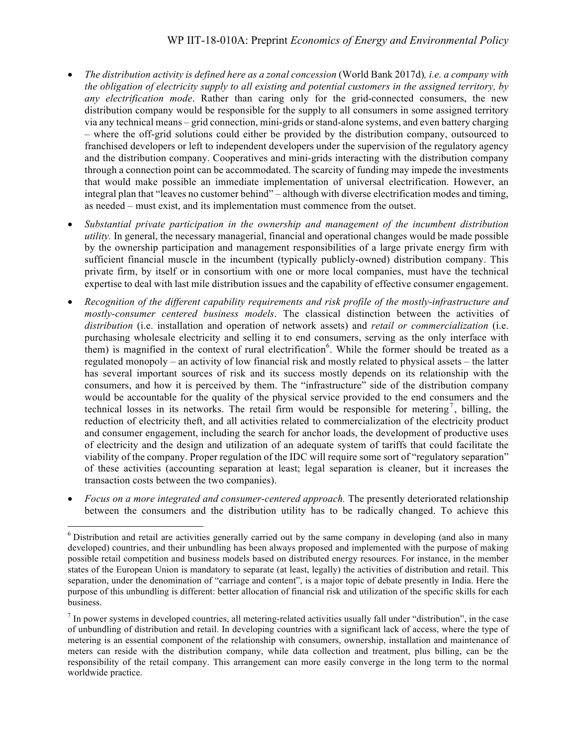- *The distribution activity is defined here as a zonal concession* (World Bank 2017d)*, i.e. a company with the obligation of electricity supply to all existing and potential customers in the assigned territory, by any electrification mode*. Rather than caring only for the grid-connected consumers, the new distribution company would be responsible for the supply to all consumers in some assigned territory via any technical means – grid connection, mini-grids or stand-alone systems, and even battery charging – where the off-grid solutions could either be provided by the distribution company, outsourced to franchised developers or left to independent developers under the supervision of the regulatory agency and the distribution company. Cooperatives and mini-grids interacting with the distribution company through a connection point can be accommodated. The scarcity of funding may impede the investments that would make possible an immediate implementation of universal electrification. However, an integral plan that "leaves no customer behind" – although with diverse electrification modes and timing, as needed – must exist, and its implementation must commence from the outset.

- *Substantial private participation in the ownership and management of the incumbent distribution utility.* In general, the necessary managerial, financial and operational changes would be made possible by the ownership participation and management responsibilities of a large private energy firm with sufficient financial muscle in the incumbent (typically publicly-owned) distribution company. This private firm, by itself or in consortium with one or more local companies, must have the technical expertise to deal with last mile distribution issues and the capability of effective consumer engagement.

- *Recognition of the different capability requirements and risk profile of the mostly-infrastructure and mostly-consumer centered business models*. The classical distinction between the activities of *distribution* (i.e. installation and operation of network assets) and *retail or commercialization* (i.e. purchasing wholesale electricity and selling it to end consumers, serving as the only interface with them) is magnified in the context of rural electrification[6]. While the former should be treated as a regulated monopoly – an activity of low financial risk and mostly related to physical assets – the latter has several important sources of risk and its success mostly depends on its relationship with the consumers, and how it is perceived by them. The "infrastructure" side of the distribution company would be accountable for the quality of the physical service provided to the end consumers and the technical losses in its networks. The retail firm would be responsible for metering[7], billing, the reduction of electricity theft, and all activities related to commercialization of the electricity product and consumer engagement, including the search for anchor loads, the development of productive uses of electricity and the design and utilization of an adequate system of tariffs that could facilitate the viability of the company. Proper regulation of the IDC will require some sort of "regulatory separation" of these activities (accounting separation at least; legal separation is cleaner, but it increases the transaction costs between the two companies).

- *Focus on a more integrated and consumer-centered approach.* The presently deteriorated relationship between the consumers and the distribution utility has to be radically changed. To achieve this

---

[6] Distribution and retail are activities generally carried out by the same company in developing (and also in many developed) countries, and their unbundling has been always proposed and implemented with the purpose of making possible retail competition and business models based on distributed energy resources. For instance, in the member states of the European Union is mandatory to separate (at least, legally) the activities of distribution and retail. This separation, under the denomination of "carriage and content", is a major topic of debate presently in India. Here the purpose of this unbundling is different: better allocation of financial risk and utilization of the specific skills for each business.

[7] In power systems in developed countries, all metering-related activities usually fall under "distribution", in the case of unbundling of distribution and retail. In developing countries with a significant lack of access, where the type of metering is an essential component of the relationship with consumers, ownership, installation and maintenance of meters can reside with the distribution company, while data collection and treatment, plus billing, can be the responsibility of the retail company. This arrangement can more easily converge in the long term to the normal worldwide practice.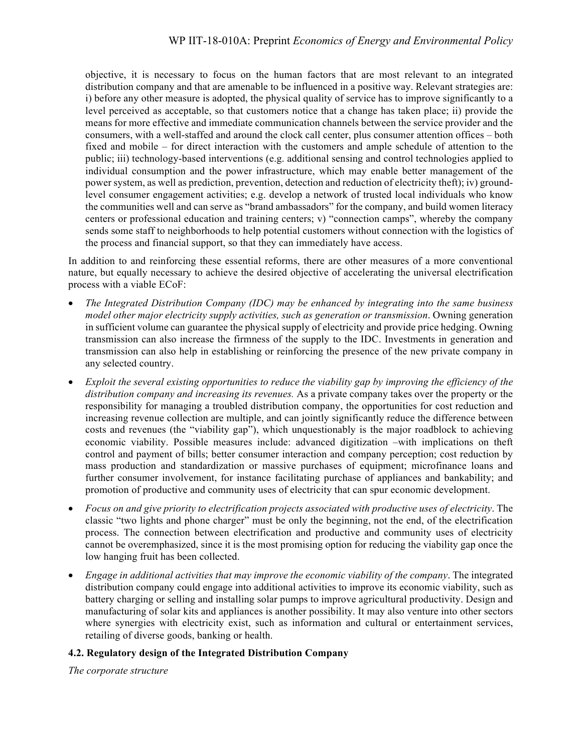objective, it is necessary to focus on the human factors that are most relevant to an integrated distribution company and that are amenable to be influenced in a positive way. Relevant strategies are: i) before any other measure is adopted, the physical quality of service has to improve significantly to a level perceived as acceptable, so that customers notice that a change has taken place; ii) provide the means for more effective and immediate communication channels between the service provider and the consumers, with a well-staffed and around the clock call center, plus consumer attention offices – both fixed and mobile – for direct interaction with the customers and ample schedule of attention to the public; iii) technology-based interventions (e.g. additional sensing and control technologies applied to individual consumption and the power infrastructure, which may enable better management of the power system, as well as prediction, prevention, detection and reduction of electricity theft); iv) ground-level consumer engagement activities; e.g. develop a network of trusted local individuals who know the communities well and can serve as "brand ambassadors" for the company, and build women literacy centers or professional education and training centers; v) "connection camps", whereby the company sends some staff to neighborhoods to help potential customers without connection with the logistics of the process and financial support, so that they can immediately have access.

In addition to and reinforcing these essential reforms, there are other measures of a more conventional nature, but equally necessary to achieve the desired objective of accelerating the universal electrification process with a viable ECoF:

- *The Integrated Distribution Company (IDC) may be enhanced by integrating into the same business model other major electricity supply activities, such as generation or transmission*. Owning generation in sufficient volume can guarantee the physical supply of electricity and provide price hedging. Owning transmission can also increase the firmness of the supply to the IDC. Investments in generation and transmission can also help in establishing or reinforcing the presence of the new private company in any selected country.
- *Exploit the several existing opportunities to reduce the viability gap by improving the efficiency of the distribution company and increasing its revenues.* As a private company takes over the property or the responsibility for managing a troubled distribution company, the opportunities for cost reduction and increasing revenue collection are multiple, and can jointly significantly reduce the difference between costs and revenues (the "viability gap"), which unquestionably is the major roadblock to achieving economic viability. Possible measures include: advanced digitization –with implications on theft control and payment of bills; better consumer interaction and company perception; cost reduction by mass production and standardization or massive purchases of equipment; microfinance loans and further consumer involvement, for instance facilitating purchase of appliances and bankability; and promotion of productive and community uses of electricity that can spur economic development.
- *Focus on and give priority to electrification projects associated with productive uses of electricity*. The classic "two lights and phone charger" must be only the beginning, not the end, of the electrification process. The connection between electrification and productive and community uses of electricity cannot be overemphasized, since it is the most promising option for reducing the viability gap once the low hanging fruit has been collected.
- *Engage in additional activities that may improve the economic viability of the company*. The integrated distribution company could engage into additional activities to improve its economic viability, such as battery charging or selling and installing solar pumps to improve agricultural productivity. Design and manufacturing of solar kits and appliances is another possibility. It may also venture into other sectors where synergies with electricity exist, such as information and cultural or entertainment services, retailing of diverse goods, banking or health.

### 4.2. Regulatory design of the Integrated Distribution Company

*The corporate structure*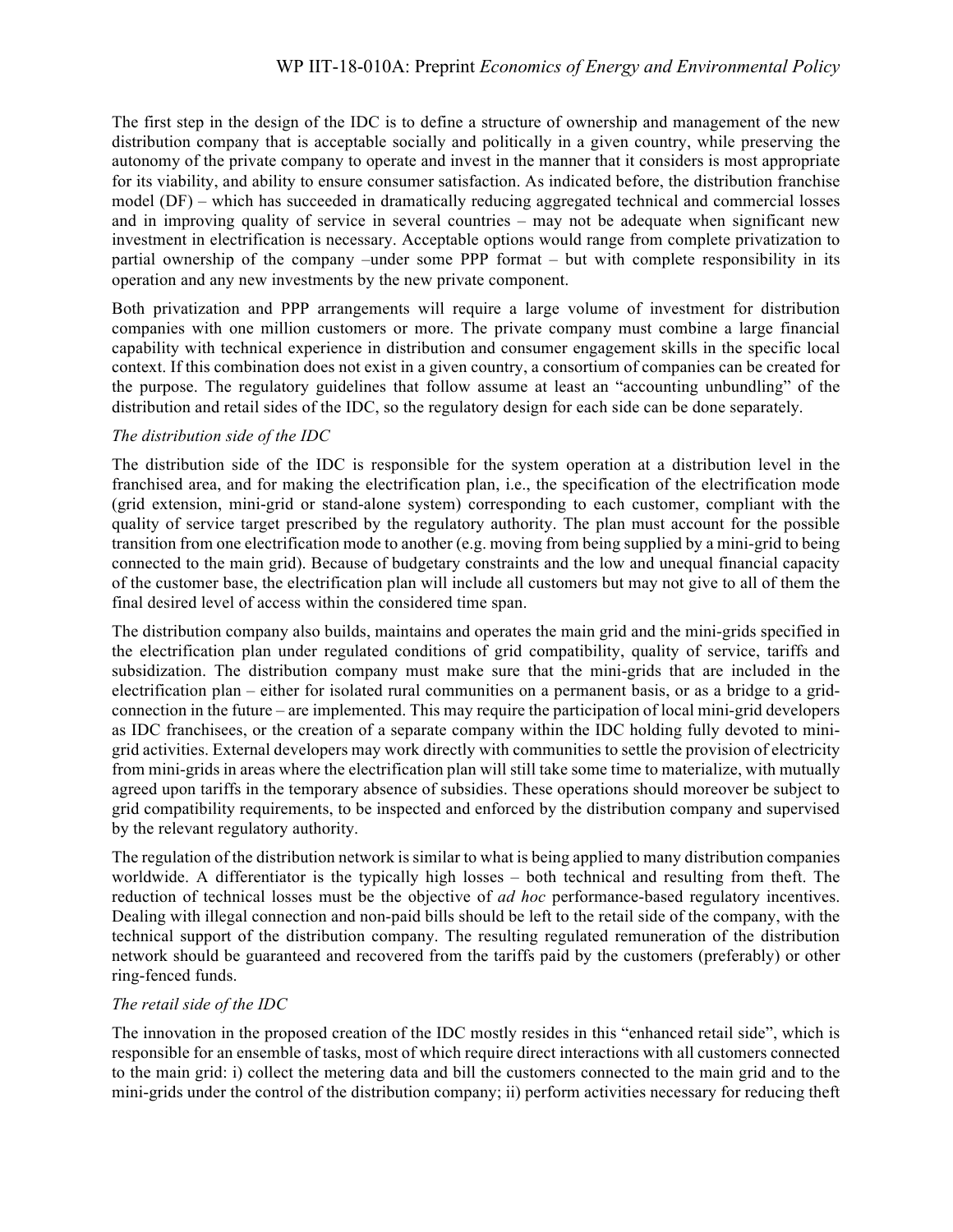The first step in the design of the IDC is to define a structure of ownership and management of the new distribution company that is acceptable socially and politically in a given country, while preserving the autonomy of the private company to operate and invest in the manner that it considers is most appropriate for its viability, and ability to ensure consumer satisfaction. As indicated before, the distribution franchise model (DF) – which has succeeded in dramatically reducing aggregated technical and commercial losses and in improving quality of service in several countries – may not be adequate when significant new investment in electrification is necessary. Acceptable options would range from complete privatization to partial ownership of the company –under some PPP format – but with complete responsibility in its operation and any new investments by the new private component.

Both privatization and PPP arrangements will require a large volume of investment for distribution companies with one million customers or more. The private company must combine a large financial capability with technical experience in distribution and consumer engagement skills in the specific local context. If this combination does not exist in a given country, a consortium of companies can be created for the purpose. The regulatory guidelines that follow assume at least an "accounting unbundling" of the distribution and retail sides of the IDC, so the regulatory design for each side can be done separately.

*The distribution side of the IDC*

The distribution side of the IDC is responsible for the system operation at a distribution level in the franchised area, and for making the electrification plan, i.e., the specification of the electrification mode (grid extension, mini-grid or stand-alone system) corresponding to each customer, compliant with the quality of service target prescribed by the regulatory authority. The plan must account for the possible transition from one electrification mode to another (e.g. moving from being supplied by a mini-grid to being connected to the main grid). Because of budgetary constraints and the low and unequal financial capacity of the customer base, the electrification plan will include all customers but may not give to all of them the final desired level of access within the considered time span.

The distribution company also builds, maintains and operates the main grid and the mini-grids specified in the electrification plan under regulated conditions of grid compatibility, quality of service, tariffs and subsidization. The distribution company must make sure that the mini-grids that are included in the electrification plan – either for isolated rural communities on a permanent basis, or as a bridge to a grid-connection in the future – are implemented. This may require the participation of local mini-grid developers as IDC franchisees, or the creation of a separate company within the IDC holding fully devoted to mini-grid activities. External developers may work directly with communities to settle the provision of electricity from mini-grids in areas where the electrification plan will still take some time to materialize, with mutually agreed upon tariffs in the temporary absence of subsidies. These operations should moreover be subject to grid compatibility requirements, to be inspected and enforced by the distribution company and supervised by the relevant regulatory authority.

The regulation of the distribution network is similar to what is being applied to many distribution companies worldwide. A differentiator is the typically high losses – both technical and resulting from theft. The reduction of technical losses must be the objective of *ad hoc* performance-based regulatory incentives. Dealing with illegal connection and non-paid bills should be left to the retail side of the company, with the technical support of the distribution company. The resulting regulated remuneration of the distribution network should be guaranteed and recovered from the tariffs paid by the customers (preferably) or other ring-fenced funds.

*The retail side of the IDC*

The innovation in the proposed creation of the IDC mostly resides in this "enhanced retail side", which is responsible for an ensemble of tasks, most of which require direct interactions with all customers connected to the main grid: i) collect the metering data and bill the customers connected to the main grid and to the mini-grids under the control of the distribution company; ii) perform activities necessary for reducing theft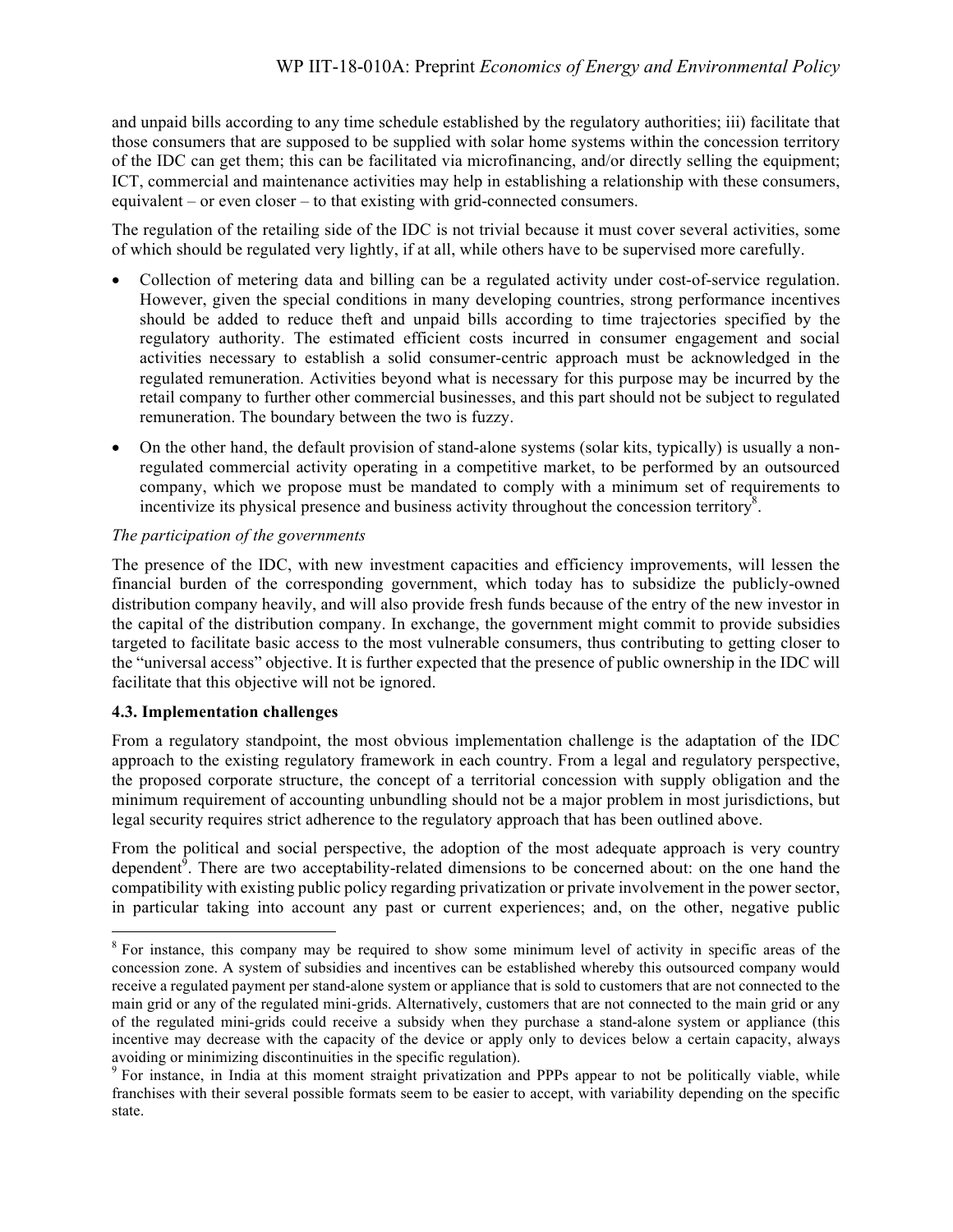and unpaid bills according to any time schedule established by the regulatory authorities; iii) facilitate that those consumers that are supposed to be supplied with solar home systems within the concession territory of the IDC can get them; this can be facilitated via microfinancing, and/or directly selling the equipment; ICT, commercial and maintenance activities may help in establishing a relationship with these consumers, equivalent – or even closer – to that existing with grid-connected consumers.

The regulation of the retailing side of the IDC is not trivial because it must cover several activities, some of which should be regulated very lightly, if at all, while others have to be supervised more carefully.

- Collection of metering data and billing can be a regulated activity under cost-of-service regulation. However, given the special conditions in many developing countries, strong performance incentives should be added to reduce theft and unpaid bills according to time trajectories specified by the regulatory authority. The estimated efficient costs incurred in consumer engagement and social activities necessary to establish a solid consumer-centric approach must be acknowledged in the regulated remuneration. Activities beyond what is necessary for this purpose may be incurred by the retail company to further other commercial businesses, and this part should not be subject to regulated remuneration. The boundary between the two is fuzzy.
- On the other hand, the default provision of stand-alone systems (solar kits, typically) is usually a non-regulated commercial activity operating in a competitive market, to be performed by an outsourced company, which we propose must be mandated to comply with a minimum set of requirements to incentivize its physical presence and business activity throughout the concession territory[8].

*The participation of the governments*

The presence of the IDC, with new investment capacities and efficiency improvements, will lessen the financial burden of the corresponding government, which today has to subsidize the publicly-owned distribution company heavily, and will also provide fresh funds because of the entry of the new investor in the capital of the distribution company. In exchange, the government might commit to provide subsidies targeted to facilitate basic access to the most vulnerable consumers, thus contributing to getting closer to the "universal access" objective. It is further expected that the presence of public ownership in the IDC will facilitate that this objective will not be ignored.

### 4.3. Implementation challenges

From a regulatory standpoint, the most obvious implementation challenge is the adaptation of the IDC approach to the existing regulatory framework in each country. From a legal and regulatory perspective, the proposed corporate structure, the concept of a territorial concession with supply obligation and the minimum requirement of accounting unbundling should not be a major problem in most jurisdictions, but legal security requires strict adherence to the regulatory approach that has been outlined above.

From the political and social perspective, the adoption of the most adequate approach is very country dependent[9]. There are two acceptability-related dimensions to be concerned about: on the one hand the compatibility with existing public policy regarding privatization or private involvement in the power sector, in particular taking into account any past or current experiences; and, on the other, negative public

[8] For instance, this company may be required to show some minimum level of activity in specific areas of the concession zone. A system of subsidies and incentives can be established whereby this outsourced company would receive a regulated payment per stand-alone system or appliance that is sold to customers that are not connected to the main grid or any of the regulated mini-grids. Alternatively, customers that are not connected to the main grid or any of the regulated mini-grids could receive a subsidy when they purchase a stand-alone system or appliance (this incentive may decrease with the capacity of the device or apply only to devices below a certain capacity, always avoiding or minimizing discontinuities in the specific regulation).

[9] For instance, in India at this moment straight privatization and PPPs appear to not be politically viable, while franchises with their several possible formats seem to be easier to accept, with variability depending on the specific state.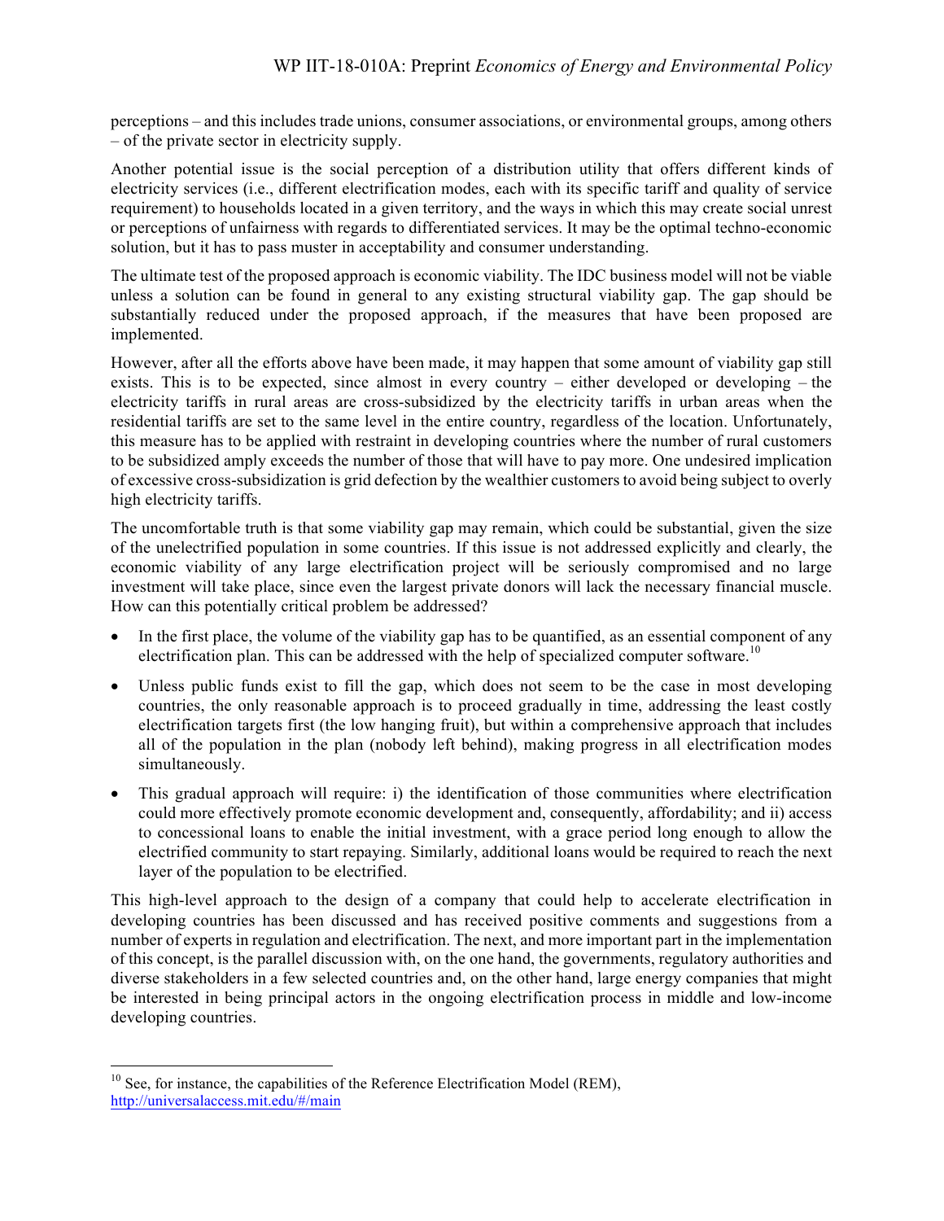perceptions – and this includes trade unions, consumer associations, or environmental groups, among others – of the private sector in electricity supply.

Another potential issue is the social perception of a distribution utility that offers different kinds of electricity services (i.e., different electrification modes, each with its specific tariff and quality of service requirement) to households located in a given territory, and the ways in which this may create social unrest or perceptions of unfairness with regards to differentiated services. It may be the optimal techno-economic solution, but it has to pass muster in acceptability and consumer understanding.

The ultimate test of the proposed approach is economic viability. The IDC business model will not be viable unless a solution can be found in general to any existing structural viability gap. The gap should be substantially reduced under the proposed approach, if the measures that have been proposed are implemented.

However, after all the efforts above have been made, it may happen that some amount of viability gap still exists. This is to be expected, since almost in every country – either developed or developing – the electricity tariffs in rural areas are cross-subsidized by the electricity tariffs in urban areas when the residential tariffs are set to the same level in the entire country, regardless of the location. Unfortunately, this measure has to be applied with restraint in developing countries where the number of rural customers to be subsidized amply exceeds the number of those that will have to pay more. One undesired implication of excessive cross-subsidization is grid defection by the wealthier customers to avoid being subject to overly high electricity tariffs.

The uncomfortable truth is that some viability gap may remain, which could be substantial, given the size of the unelectrified population in some countries. If this issue is not addressed explicitly and clearly, the economic viability of any large electrification project will be seriously compromised and no large investment will take place, since even the largest private donors will lack the necessary financial muscle. How can this potentially critical problem be addressed?

- In the first place, the volume of the viability gap has to be quantified, as an essential component of any electrification plan. This can be addressed with the help of specialized computer software.[10]
- Unless public funds exist to fill the gap, which does not seem to be the case in most developing countries, the only reasonable approach is to proceed gradually in time, addressing the least costly electrification targets first (the low hanging fruit), but within a comprehensive approach that includes all of the population in the plan (nobody left behind), making progress in all electrification modes simultaneously.
- This gradual approach will require: i) the identification of those communities where electrification could more effectively promote economic development and, consequently, affordability; and ii) access to concessional loans to enable the initial investment, with a grace period long enough to allow the electrified community to start repaying. Similarly, additional loans would be required to reach the next layer of the population to be electrified.

This high-level approach to the design of a company that could help to accelerate electrification in developing countries has been discussed and has received positive comments and suggestions from a number of experts in regulation and electrification. The next, and more important part in the implementation of this concept, is the parallel discussion with, on the one hand, the governments, regulatory authorities and diverse stakeholders in a few selected countries and, on the other hand, large energy companies that might be interested in being principal actors in the ongoing electrification process in middle and low-income developing countries.

---

[10] See, for instance, the capabilities of the Reference Electrification Model (REM), http://universalaccess.mit.edu/#/main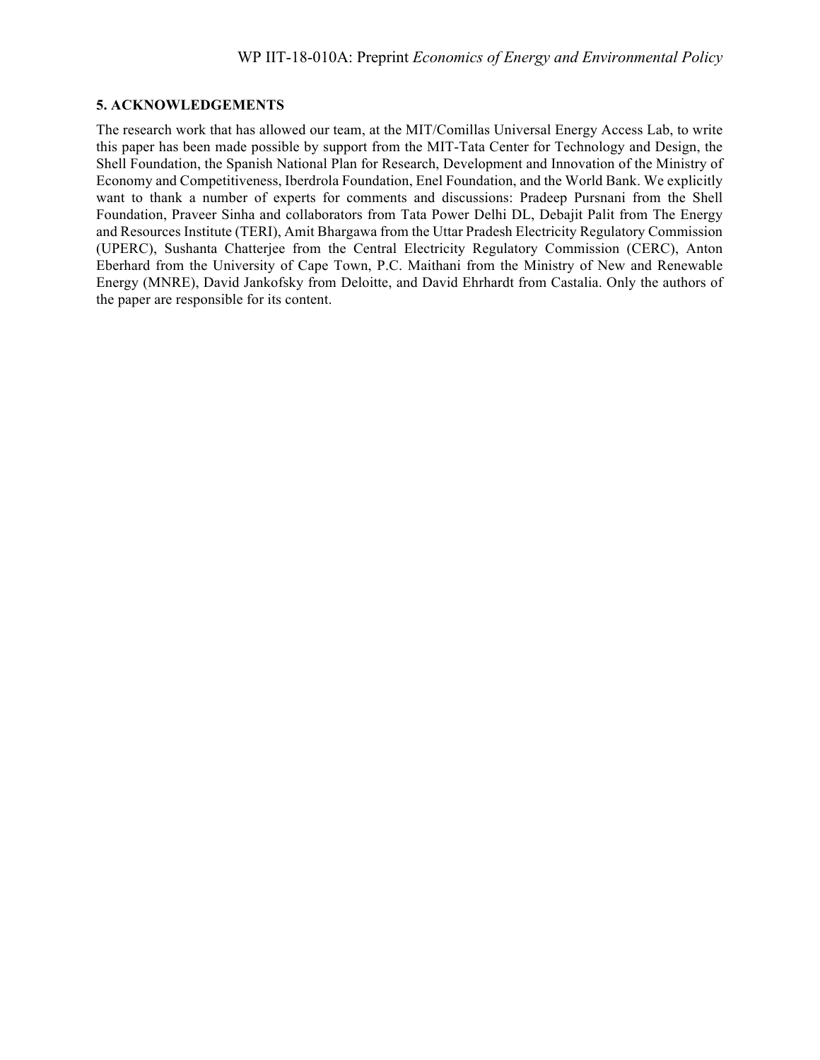## 5. ACKNOWLEDGEMENTS

The research work that has allowed our team, at the MIT/Comillas Universal Energy Access Lab, to write this paper has been made possible by support from the MIT-Tata Center for Technology and Design, the Shell Foundation, the Spanish National Plan for Research, Development and Innovation of the Ministry of Economy and Competitiveness, Iberdrola Foundation, Enel Foundation, and the World Bank. We explicitly want to thank a number of experts for comments and discussions: Pradeep Pursnani from the Shell Foundation, Praveer Sinha and collaborators from Tata Power Delhi DL, Debajit Palit from The Energy and Resources Institute (TERI), Amit Bhargawa from the Uttar Pradesh Electricity Regulatory Commission (UPERC), Sushanta Chatterjee from the Central Electricity Regulatory Commission (CERC), Anton Eberhard from the University of Cape Town, P.C. Maithani from the Ministry of New and Renewable Energy (MNRE), David Jankofsky from Deloitte, and David Ehrhardt from Castalia. Only the authors of the paper are responsible for its content.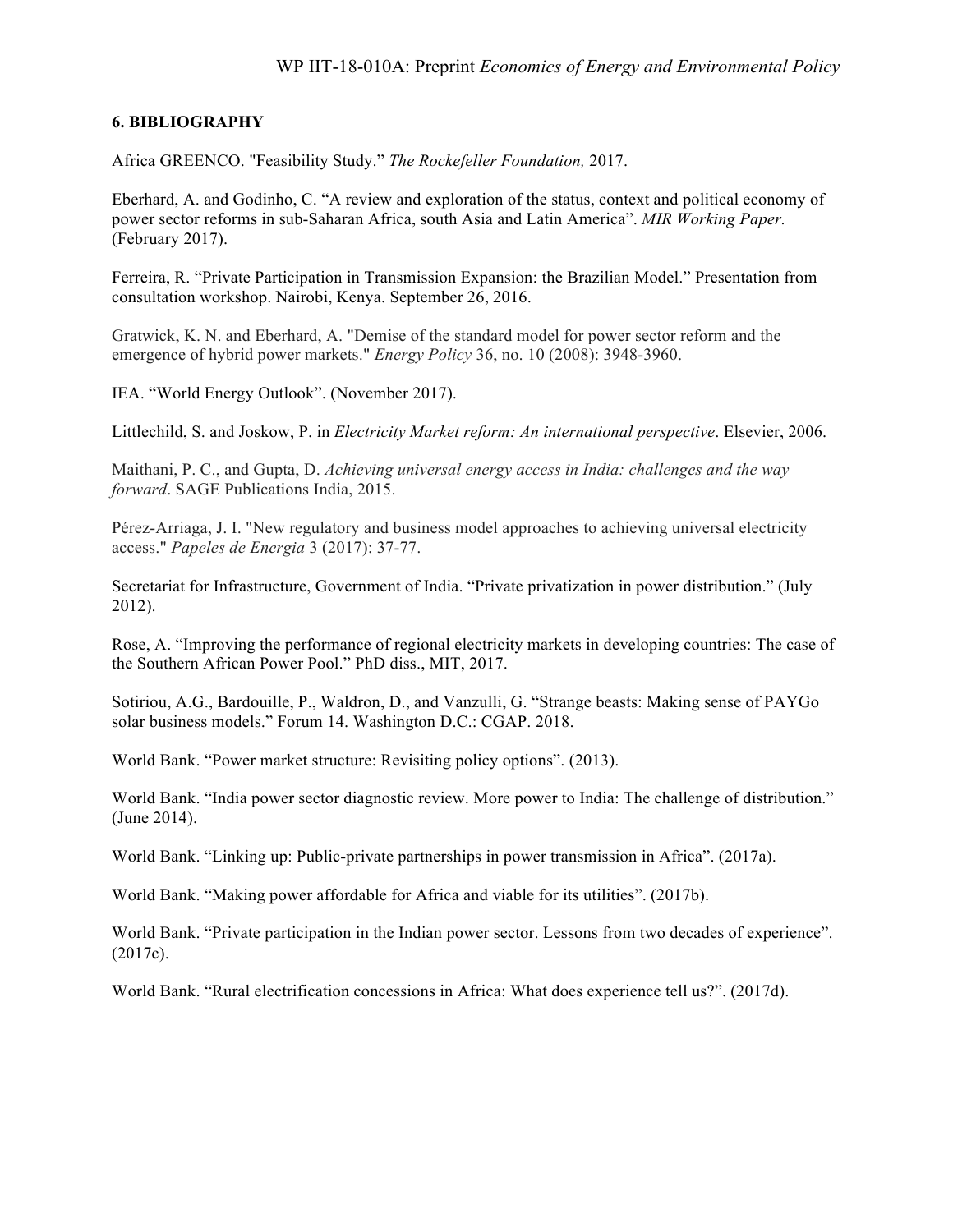### 6. BIBLIOGRAPHY

Africa GREENCO. "Feasibility Study." *The Rockefeller Foundation,* 2017.

Eberhard, A. and Godinho, C. "A review and exploration of the status, context and political economy of power sector reforms in sub-Saharan Africa, south Asia and Latin America". *MIR Working Paper.* (February 2017).

Ferreira, R. "Private Participation in Transmission Expansion: the Brazilian Model." Presentation from consultation workshop. Nairobi, Kenya. September 26, 2016.

Gratwick, K. N. and Eberhard, A. "Demise of the standard model for power sector reform and the emergence of hybrid power markets." *Energy Policy* 36, no. 10 (2008): 3948-3960.

IEA. "World Energy Outlook". (November 2017).

Littlechild, S. and Joskow, P. in *Electricity Market reform: An international perspective*. Elsevier, 2006.

Maithani, P. C., and Gupta, D. *Achieving universal energy access in India: challenges and the way forward*. SAGE Publications India, 2015.

Pérez-Arriaga, J. I. "New regulatory and business model approaches to achieving universal electricity access." *Papeles de Energia* 3 (2017): 37-77.

Secretariat for Infrastructure, Government of India. "Private privatization in power distribution." (July 2012).

Rose, A. "Improving the performance of regional electricity markets in developing countries: The case of the Southern African Power Pool." PhD diss., MIT, 2017.

Sotiriou, A.G., Bardouille, P., Waldron, D., and Vanzulli, G. "Strange beasts: Making sense of PAYGo solar business models." Forum 14. Washington D.C.: CGAP. 2018.

World Bank. "Power market structure: Revisiting policy options". (2013).

World Bank. "India power sector diagnostic review. More power to India: The challenge of distribution." (June 2014).

World Bank. "Linking up: Public-private partnerships in power transmission in Africa". (2017a).

World Bank. "Making power affordable for Africa and viable for its utilities". (2017b).

World Bank. "Private participation in the Indian power sector. Lessons from two decades of experience". (2017c).

World Bank. "Rural electrification concessions in Africa: What does experience tell us?". (2017d).